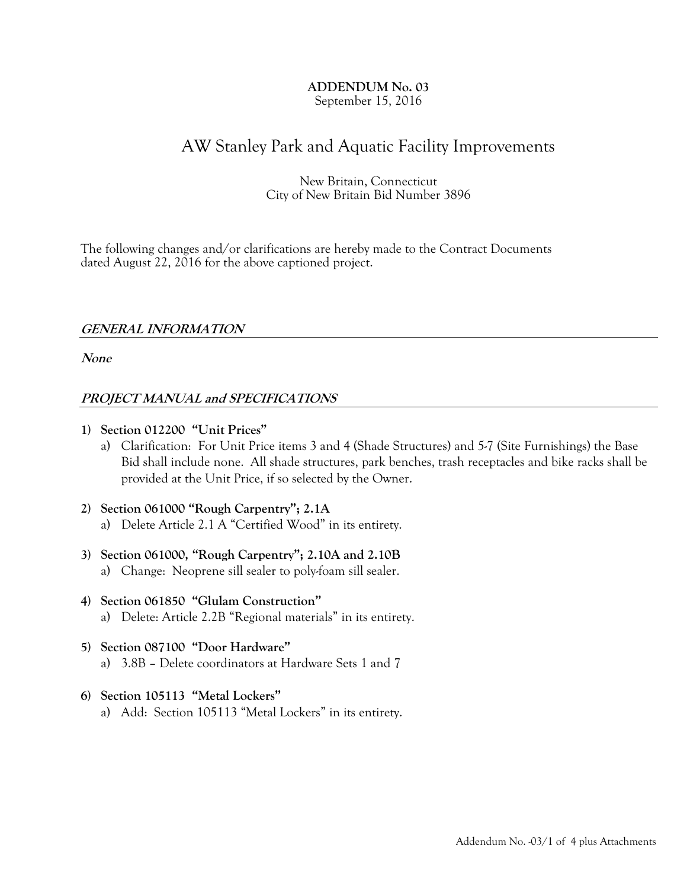**ADDENDUM No. 03**
September 15, 2016

# AW Stanley Park and Aquatic Facility Improvements

New Britain, Connecticut
City of New Britain Bid Number 3896

The following changes and/or clarifications are hereby made to the Contract Documents dated August 22, 2016 for the above captioned project.

## *GENERAL INFORMATION*

***None***

## *PROJECT MANUAL and SPECIFICATIONS*

1) **Section 012200 "Unit Prices"**
   a) Clarification: For Unit Price items 3 and 4 (Shade Structures) and 5-7 (Site Furnishings) the Base Bid shall include none. All shade structures, park benches, trash receptacles and bike racks shall be provided at the Unit Price, if so selected by the Owner.

2) **Section 061000 "Rough Carpentry"; 2.1A**
   a) Delete Article 2.1 A "Certified Wood" in its entirety.

3) **Section 061000, "Rough Carpentry"; 2.10A and 2.10B**
   a) Change: Neoprene sill sealer to poly-foam sill sealer.

4) **Section 061850 "Glulam Construction"**
   a) Delete: Article 2.2B "Regional materials" in its entirety.

5) **Section 087100 "Door Hardware"**
   a) 3.8B – Delete coordinators at Hardware Sets 1 and 7

6) **Section 105113 "Metal Lockers"**
   a) Add: Section 105113 "Metal Lockers" in its entirety.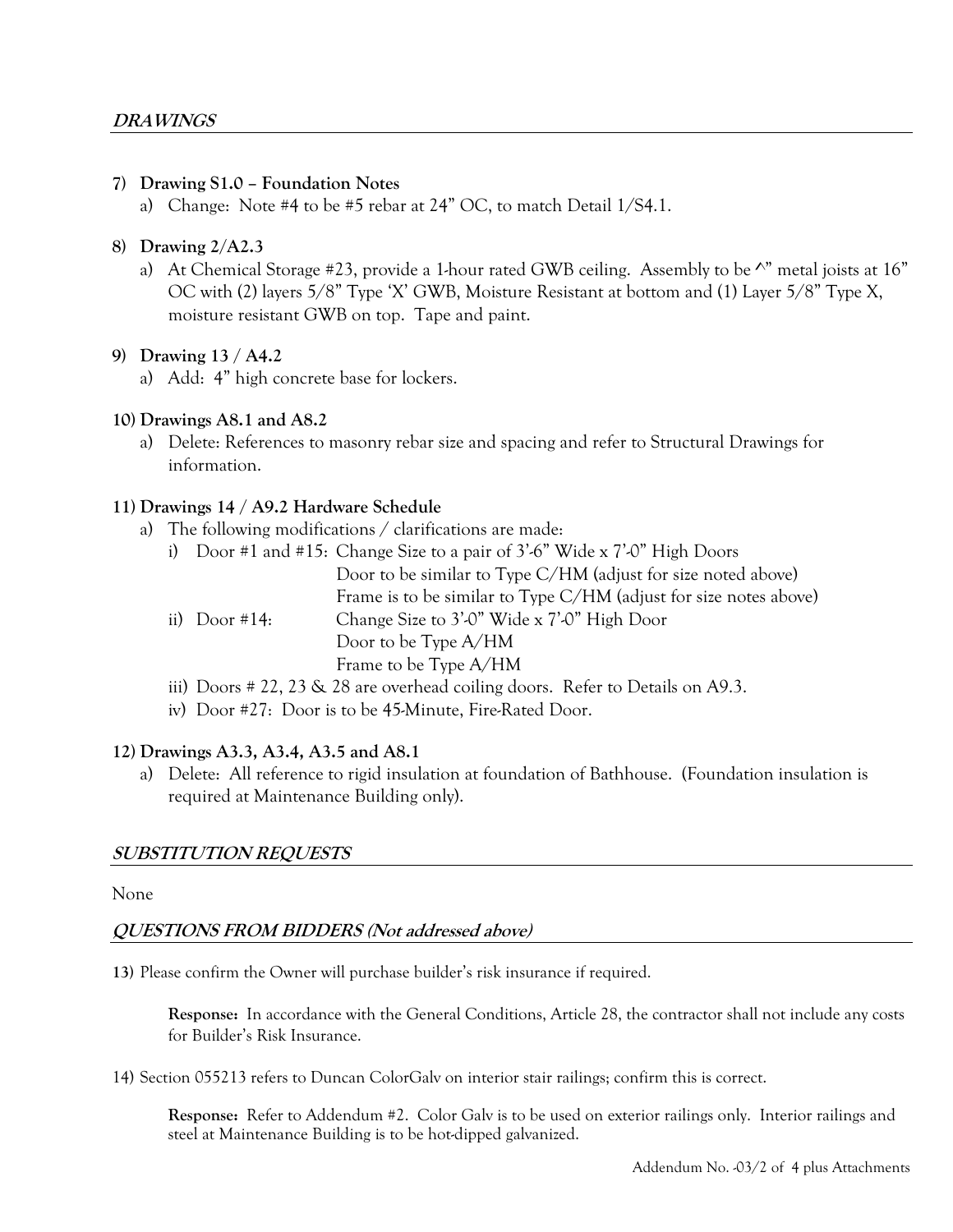## *DRAWINGS*

7) **Drawing S1.0 – Foundation Notes**
   a) Change: Note #4 to be #5 rebar at 24" OC, to match Detail 1/S4.1.

8) **Drawing 2/A2.3**
   a) At Chemical Storage #23, provide a 1-hour rated GWB ceiling. Assembly to be ^" metal joists at 16" OC with (2) layers 5/8" Type 'X' GWB, Moisture Resistant at bottom and (1) Layer 5/8" Type X, moisture resistant GWB on top. Tape and paint.

9) **Drawing 13 / A4.2**
   a) Add: 4" high concrete base for lockers.

10) **Drawings A8.1 and A8.2**
    a) Delete: References to masonry rebar size and spacing and refer to Structural Drawings for information.

11) **Drawings 14 / A9.2 Hardware Schedule**
    a) The following modifications / clarifications are made:
       i) Door #1 and #15: Change Size to a pair of 3'-6" Wide x 7'-0" High Doors
          Door to be similar to Type C/HM (adjust for size noted above)
          Frame is to be similar to Type C/HM (adjust for size notes above)
       ii) Door #14: Change Size to 3'-0" Wide x 7'-0" High Door
          Door to be Type A/HM
          Frame to be Type A/HM
       iii) Doors # 22, 23 & 28 are overhead coiling doors. Refer to Details on A9.3.
       iv) Door #27: Door is to be 45-Minute, Fire-Rated Door.

12) **Drawings A3.3, A3.4, A3.5 and A8.1**
    a) Delete: All reference to rigid insulation at foundation of Bathhouse. (Foundation insulation is required at Maintenance Building only).

## *SUBSTITUTION REQUESTS*

None

## *QUESTIONS FROM BIDDERS (Not addressed above)*

13) Please confirm the Owner will purchase builder's risk insurance if required.

    **Response:** In accordance with the General Conditions, Article 28, the contractor shall not include any costs for Builder's Risk Insurance.

14) Section 055213 refers to Duncan ColorGalv on interior stair railings; confirm this is correct.

    **Response:** Refer to Addendum #2. Color Galv is to be used on exterior railings only. Interior railings and steel at Maintenance Building is to be hot-dipped galvanized.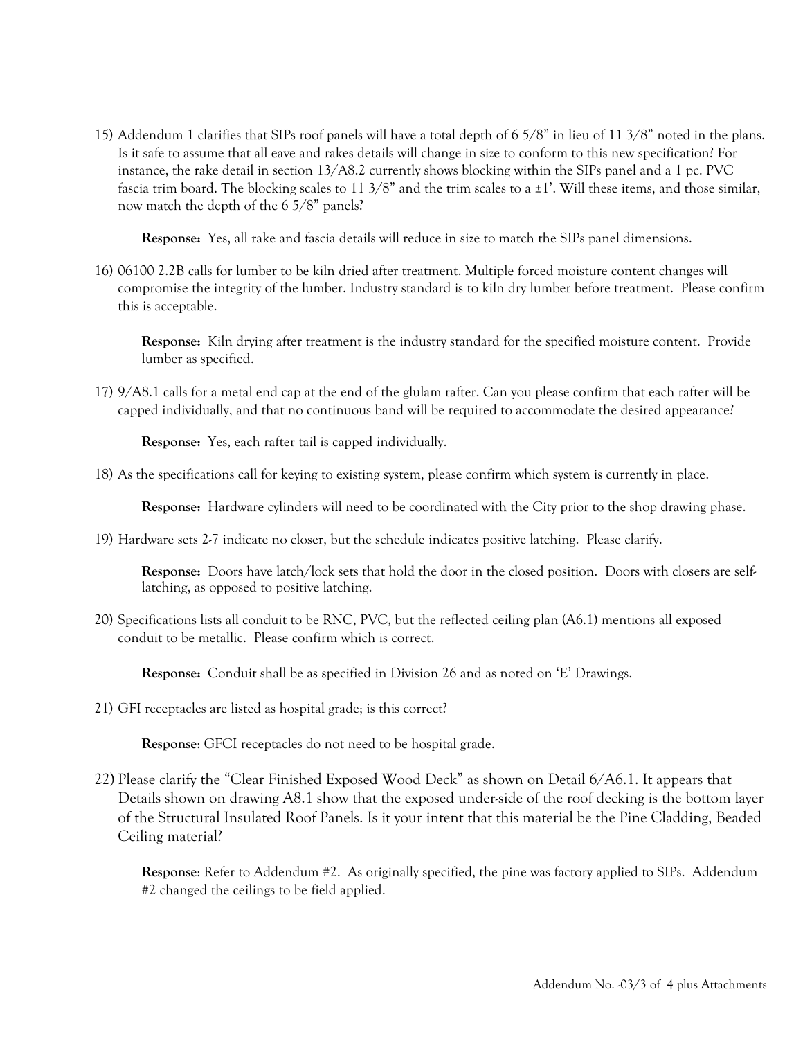15) Addendum 1 clarifies that SIPs roof panels will have a total depth of 6 5/8" in lieu of 11 3/8" noted in the plans. Is it safe to assume that all eave and rakes details will change in size to conform to this new specification? For instance, the rake detail in section 13/A8.2 currently shows blocking within the SIPs panel and a 1 pc. PVC fascia trim board. The blocking scales to 11 3/8" and the trim scales to a ±1'. Will these items, and those similar, now match the depth of the 6 5/8" panels?

    **Response:** Yes, all rake and fascia details will reduce in size to match the SIPs panel dimensions.

16) 06100 2.2B calls for lumber to be kiln dried after treatment. Multiple forced moisture content changes will compromise the integrity of the lumber. Industry standard is to kiln dry lumber before treatment. Please confirm this is acceptable.

    **Response:** Kiln drying after treatment is the industry standard for the specified moisture content. Provide lumber as specified.

17) 9/A8.1 calls for a metal end cap at the end of the glulam rafter. Can you please confirm that each rafter will be capped individually, and that no continuous band will be required to accommodate the desired appearance?

    **Response:** Yes, each rafter tail is capped individually.

18) As the specifications call for keying to existing system, please confirm which system is currently in place.

    **Response:** Hardware cylinders will need to be coordinated with the City prior to the shop drawing phase.

19) Hardware sets 2-7 indicate no closer, but the schedule indicates positive latching. Please clarify.

    **Response:** Doors have latch/lock sets that hold the door in the closed position. Doors with closers are self-latching, as opposed to positive latching.

20) Specifications lists all conduit to be RNC, PVC, but the reflected ceiling plan (A6.1) mentions all exposed conduit to be metallic. Please confirm which is correct.

    **Response:** Conduit shall be as specified in Division 26 and as noted on 'E' Drawings.

21) GFI receptacles are listed as hospital grade; is this correct?

    **Response**: GFCI receptacles do not need to be hospital grade.

22) Please clarify the "Clear Finished Exposed Wood Deck" as shown on Detail 6/A6.1. It appears that Details shown on drawing A8.1 show that the exposed under-side of the roof decking is the bottom layer of the Structural Insulated Roof Panels. Is it your intent that this material be the Pine Cladding, Beaded Ceiling material?

    **Response**: Refer to Addendum #2. As originally specified, the pine was factory applied to SIPs. Addendum #2 changed the ceilings to be field applied.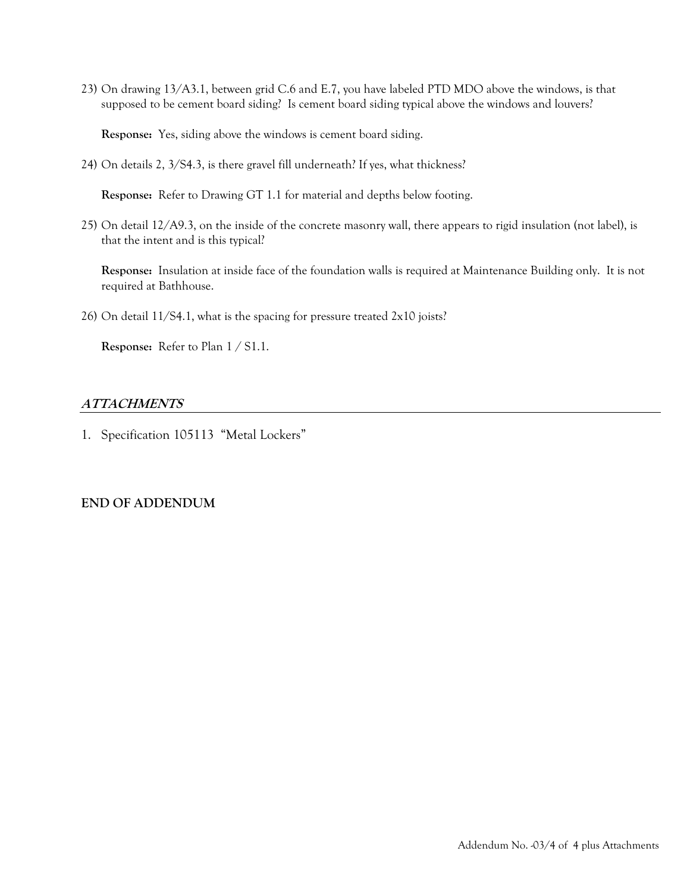23) On drawing 13/A3.1, between grid C.6 and E.7, you have labeled PTD MDO above the windows, is that supposed to be cement board siding? Is cement board siding typical above the windows and louvers?

    **Response:** Yes, siding above the windows is cement board siding.

24) On details 2, 3/S4.3, is there gravel fill underneath? If yes, what thickness?

    **Response:** Refer to Drawing GT 1.1 for material and depths below footing.

25) On detail 12/A9.3, on the inside of the concrete masonry wall, there appears to rigid insulation (not label), is that the intent and is this typical?

    **Response:** Insulation at inside face of the foundation walls is required at Maintenance Building only. It is not required at Bathhouse.

26) On detail 11/S4.1, what is the spacing for pressure treated 2x10 joists?

    **Response:** Refer to Plan 1 / S1.1.

## ***ATTACHMENTS***

1. Specification 105113 "Metal Lockers"

**END OF ADDENDUM**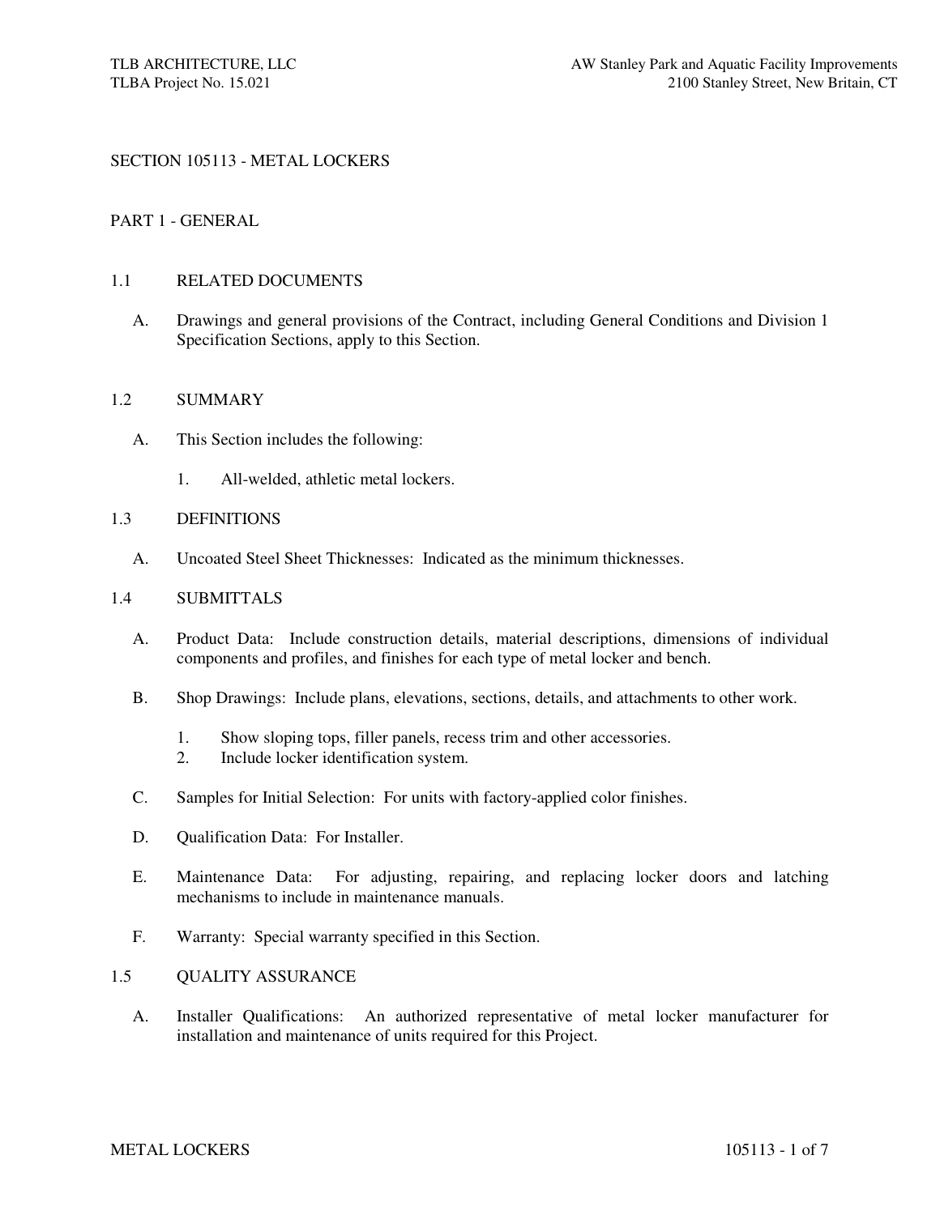# SECTION 105113 - METAL LOCKERS

## PART 1 - GENERAL

### 1.1 RELATED DOCUMENTS

A. Drawings and general provisions of the Contract, including General Conditions and Division 1 Specification Sections, apply to this Section.

### 1.2 SUMMARY

A. This Section includes the following:

1. All-welded, athletic metal lockers.

### 1.3 DEFINITIONS

A. Uncoated Steel Sheet Thicknesses: Indicated as the minimum thicknesses.

### 1.4 SUBMITTALS

A. Product Data: Include construction details, material descriptions, dimensions of individual components and profiles, and finishes for each type of metal locker and bench.

B. Shop Drawings: Include plans, elevations, sections, details, and attachments to other work.

1. Show sloping tops, filler panels, recess trim and other accessories.
2. Include locker identification system.

C. Samples for Initial Selection: For units with factory-applied color finishes.

D. Qualification Data: For Installer.

E. Maintenance Data: For adjusting, repairing, and replacing locker doors and latching mechanisms to include in maintenance manuals.

F. Warranty: Special warranty specified in this Section.

### 1.5 QUALITY ASSURANCE

A. Installer Qualifications: An authorized representative of metal locker manufacturer for installation and maintenance of units required for this Project.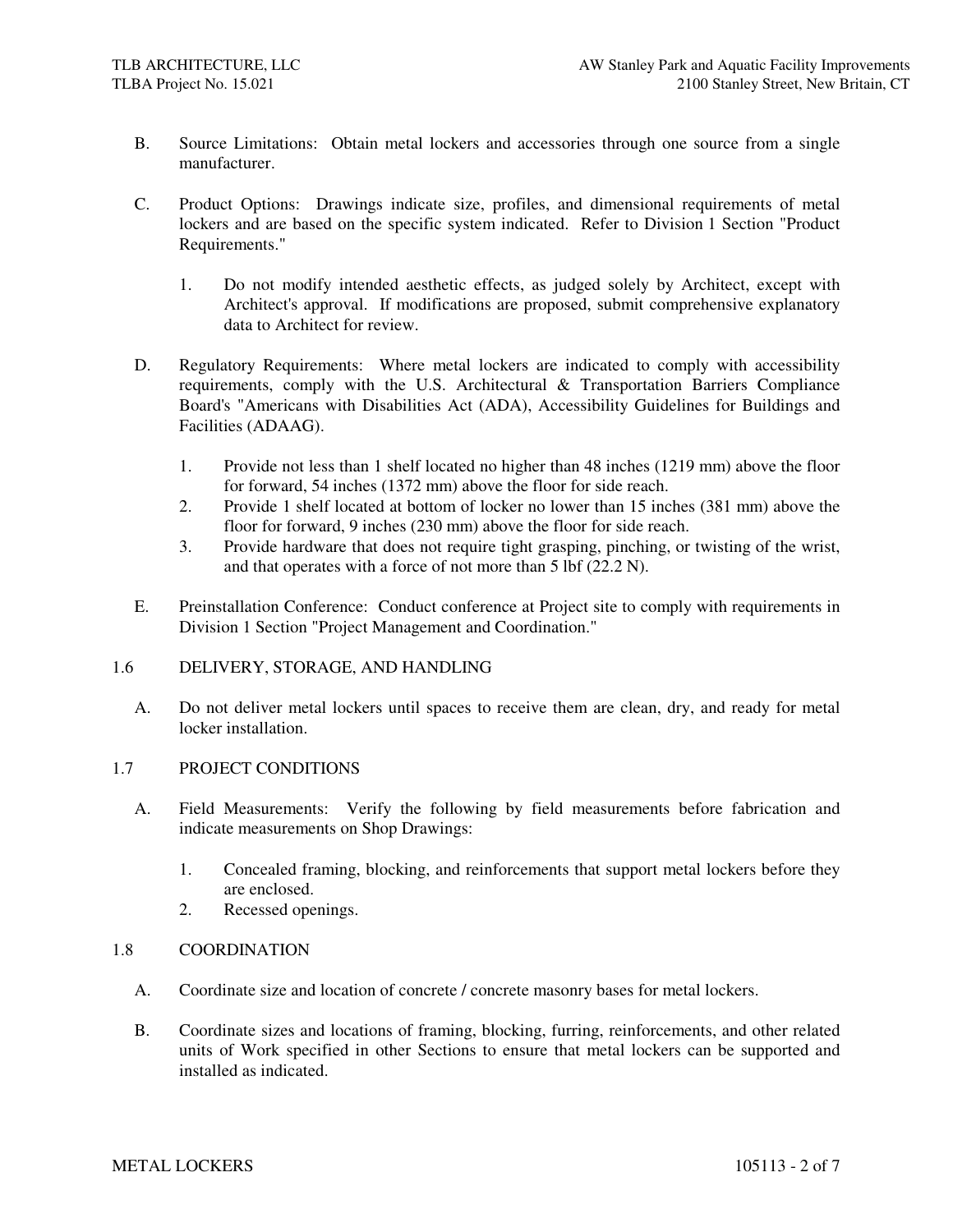B. Source Limitations: Obtain metal lockers and accessories through one source from a single manufacturer.

C. Product Options: Drawings indicate size, profiles, and dimensional requirements of metal lockers and are based on the specific system indicated. Refer to Division 1 Section "Product Requirements."

   1. Do not modify intended aesthetic effects, as judged solely by Architect, except with Architect's approval. If modifications are proposed, submit comprehensive explanatory data to Architect for review.

D. Regulatory Requirements: Where metal lockers are indicated to comply with accessibility requirements, comply with the U.S. Architectural & Transportation Barriers Compliance Board's "Americans with Disabilities Act (ADA), Accessibility Guidelines for Buildings and Facilities (ADAAG).

   1. Provide not less than 1 shelf located no higher than 48 inches (1219 mm) above the floor for forward, 54 inches (1372 mm) above the floor for side reach.
   2. Provide 1 shelf located at bottom of locker no lower than 15 inches (381 mm) above the floor for forward, 9 inches (230 mm) above the floor for side reach.
   3. Provide hardware that does not require tight grasping, pinching, or twisting of the wrist, and that operates with a force of not more than 5 lbf (22.2 N).

E. Preinstallation Conference: Conduct conference at Project site to comply with requirements in Division 1 Section "Project Management and Coordination."

## 1.6 DELIVERY, STORAGE, AND HANDLING

A. Do not deliver metal lockers until spaces to receive them are clean, dry, and ready for metal locker installation.

## 1.7 PROJECT CONDITIONS

A. Field Measurements: Verify the following by field measurements before fabrication and indicate measurements on Shop Drawings:

   1. Concealed framing, blocking, and reinforcements that support metal lockers before they are enclosed.
   2. Recessed openings.

## 1.8 COORDINATION

A. Coordinate size and location of concrete / concrete masonry bases for metal lockers.

B. Coordinate sizes and locations of framing, blocking, furring, reinforcements, and other related units of Work specified in other Sections to ensure that metal lockers can be supported and installed as indicated.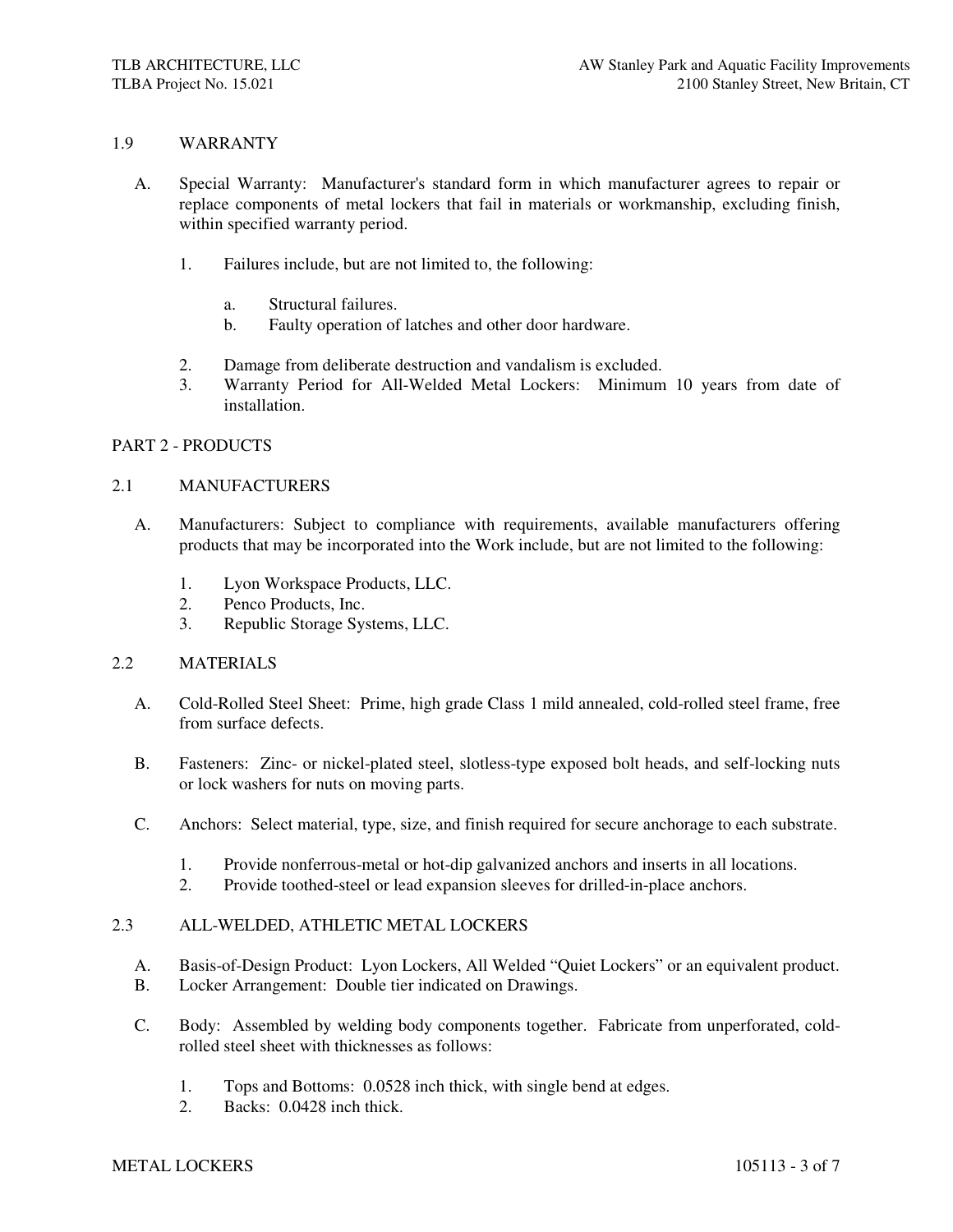## 1.9 WARRANTY

A. Special Warranty: Manufacturer's standard form in which manufacturer agrees to repair or replace components of metal lockers that fail in materials or workmanship, excluding finish, within specified warranty period.

1. Failures include, but are not limited to, the following:

   a. Structural failures.
   b. Faulty operation of latches and other door hardware.

2. Damage from deliberate destruction and vandalism is excluded.
3. Warranty Period for All-Welded Metal Lockers: Minimum 10 years from date of installation.

# PART 2 - PRODUCTS

## 2.1 MANUFACTURERS

A. Manufacturers: Subject to compliance with requirements, available manufacturers offering products that may be incorporated into the Work include, but are not limited to the following:

1. Lyon Workspace Products, LLC.
2. Penco Products, Inc.
3. Republic Storage Systems, LLC.

## 2.2 MATERIALS

A. Cold-Rolled Steel Sheet: Prime, high grade Class 1 mild annealed, cold-rolled steel frame, free from surface defects.

B. Fasteners: Zinc- or nickel-plated steel, slotless-type exposed bolt heads, and self-locking nuts or lock washers for nuts on moving parts.

C. Anchors: Select material, type, size, and finish required for secure anchorage to each substrate.

1. Provide nonferrous-metal or hot-dip galvanized anchors and inserts in all locations.
2. Provide toothed-steel or lead expansion sleeves for drilled-in-place anchors.

## 2.3 ALL-WELDED, ATHLETIC METAL LOCKERS

A. Basis-of-Design Product: Lyon Lockers, All Welded "Quiet Lockers" or an equivalent product.
B. Locker Arrangement: Double tier indicated on Drawings.

C. Body: Assembled by welding body components together. Fabricate from unperforated, cold-rolled steel sheet with thicknesses as follows:

1. Tops and Bottoms: 0.0528 inch thick, with single bend at edges.
2. Backs: 0.0428 inch thick.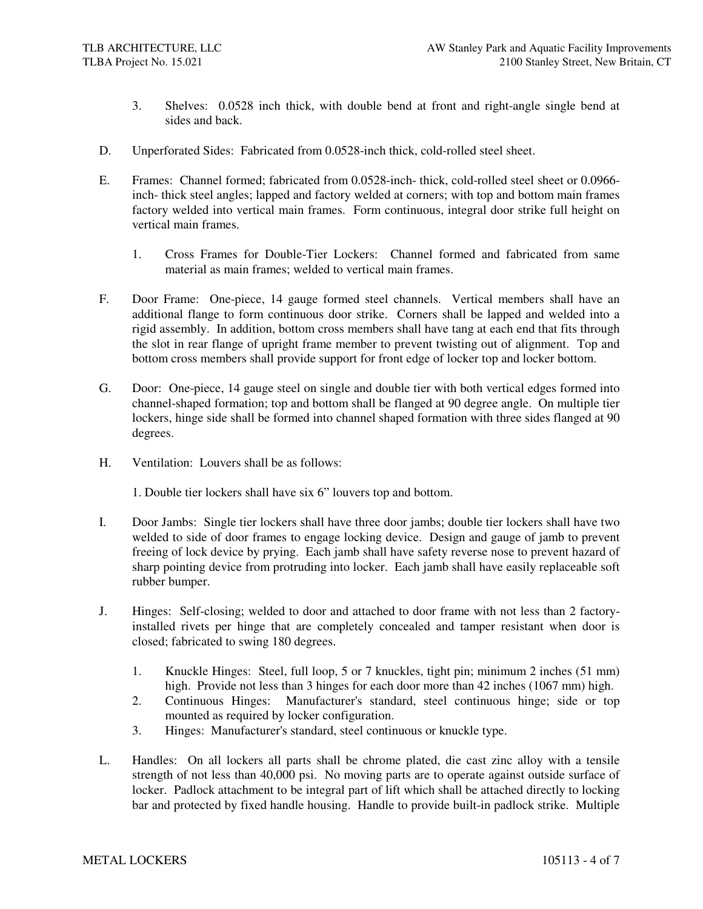3. Shelves: 0.0528 inch thick, with double bend at front and right-angle single bend at sides and back.

D. Unperforated Sides: Fabricated from 0.0528-inch thick, cold-rolled steel sheet.

E. Frames: Channel formed; fabricated from 0.0528-inch- thick, cold-rolled steel sheet or 0.0966-inch- thick steel angles; lapped and factory welded at corners; with top and bottom main frames factory welded into vertical main frames. Form continuous, integral door strike full height on vertical main frames.

   1. Cross Frames for Double-Tier Lockers: Channel formed and fabricated from same material as main frames; welded to vertical main frames.

F. Door Frame: One-piece, 14 gauge formed steel channels. Vertical members shall have an additional flange to form continuous door strike. Corners shall be lapped and welded into a rigid assembly. In addition, bottom cross members shall have tang at each end that fits through the slot in rear flange of upright frame member to prevent twisting out of alignment. Top and bottom cross members shall provide support for front edge of locker top and locker bottom.

G. Door: One-piece, 14 gauge steel on single and double tier with both vertical edges formed into channel-shaped formation; top and bottom shall be flanged at 90 degree angle. On multiple tier lockers, hinge side shall be formed into channel shaped formation with three sides flanged at 90 degrees.

H. Ventilation: Louvers shall be as follows:

   1. Double tier lockers shall have six 6" louvers top and bottom.

I. Door Jambs: Single tier lockers shall have three door jambs; double tier lockers shall have two welded to side of door frames to engage locking device. Design and gauge of jamb to prevent freeing of lock device by prying. Each jamb shall have safety reverse nose to prevent hazard of sharp pointing device from protruding into locker. Each jamb shall have easily replaceable soft rubber bumper.

J. Hinges: Self-closing; welded to door and attached to door frame with not less than 2 factory-installed rivets per hinge that are completely concealed and tamper resistant when door is closed; fabricated to swing 180 degrees.

   1. Knuckle Hinges: Steel, full loop, 5 or 7 knuckles, tight pin; minimum 2 inches (51 mm) high. Provide not less than 3 hinges for each door more than 42 inches (1067 mm) high.
   2. Continuous Hinges: Manufacturer's standard, steel continuous hinge; side or top mounted as required by locker configuration.
   3. Hinges: Manufacturer's standard, steel continuous or knuckle type.

L. Handles: On all lockers all parts shall be chrome plated, die cast zinc alloy with a tensile strength of not less than 40,000 psi. No moving parts are to operate against outside surface of locker. Padlock attachment to be integral part of lift which shall be attached directly to locking bar and protected by fixed handle housing. Handle to provide built-in padlock strike. Multiple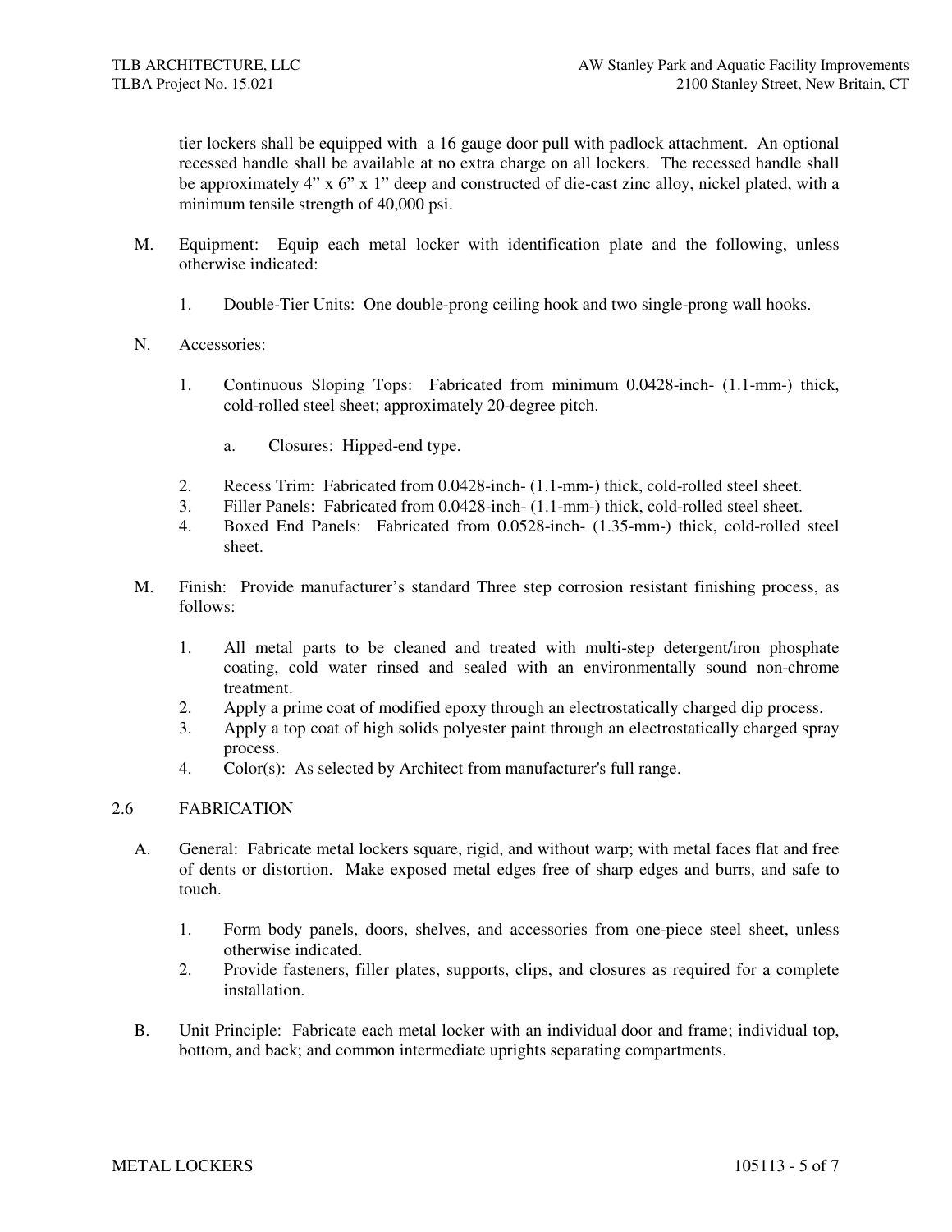tier lockers shall be equipped with a 16 gauge door pull with padlock attachment. An optional recessed handle shall be available at no extra charge on all lockers. The recessed handle shall be approximately 4" x 6" x 1" deep and constructed of die-cast zinc alloy, nickel plated, with a minimum tensile strength of 40,000 psi.

M. Equipment: Equip each metal locker with identification plate and the following, unless otherwise indicated:

   1. Double-Tier Units: One double-prong ceiling hook and two single-prong wall hooks.

N. Accessories:

   1. Continuous Sloping Tops: Fabricated from minimum 0.0428-inch- (1.1-mm-) thick, cold-rolled steel sheet; approximately 20-degree pitch.

      a. Closures: Hipped-end type.

   2. Recess Trim: Fabricated from 0.0428-inch- (1.1-mm-) thick, cold-rolled steel sheet.
   3. Filler Panels: Fabricated from 0.0428-inch- (1.1-mm-) thick, cold-rolled steel sheet.
   4. Boxed End Panels: Fabricated from 0.0528-inch- (1.35-mm-) thick, cold-rolled steel sheet.

M. Finish: Provide manufacturer's standard Three step corrosion resistant finishing process, as follows:

   1. All metal parts to be cleaned and treated with multi-step detergent/iron phosphate coating, cold water rinsed and sealed with an environmentally sound non-chrome treatment.
   2. Apply a prime coat of modified epoxy through an electrostatically charged dip process.
   3. Apply a top coat of high solids polyester paint through an electrostatically charged spray process.
   4. Color(s): As selected by Architect from manufacturer's full range.

## 2.6 FABRICATION

A. General: Fabricate metal lockers square, rigid, and without warp; with metal faces flat and free of dents or distortion. Make exposed metal edges free of sharp edges and burrs, and safe to touch.

   1. Form body panels, doors, shelves, and accessories from one-piece steel sheet, unless otherwise indicated.
   2. Provide fasteners, filler plates, supports, clips, and closures as required for a complete installation.

B. Unit Principle: Fabricate each metal locker with an individual door and frame; individual top, bottom, and back; and common intermediate uprights separating compartments.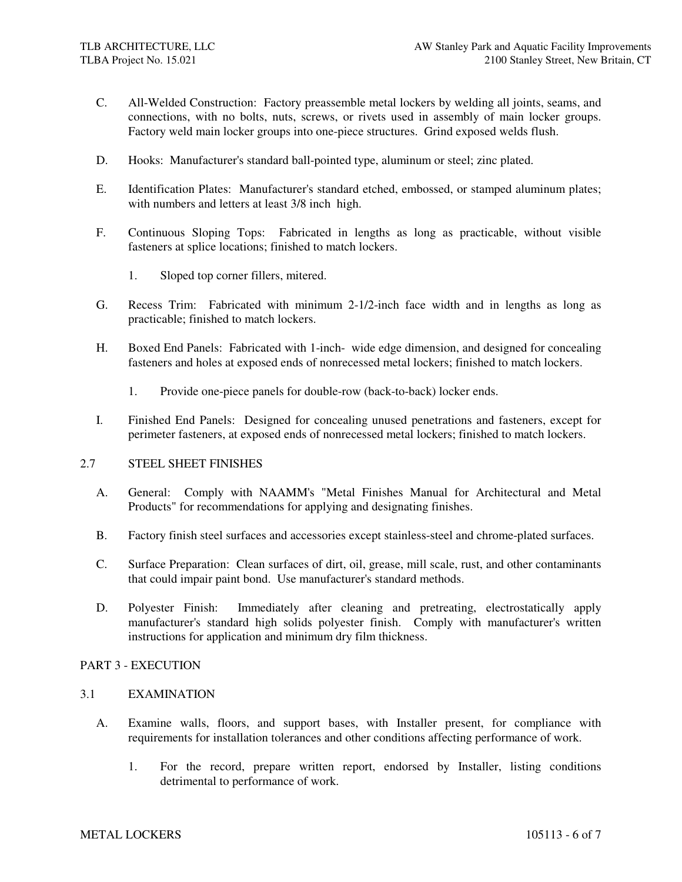C. All-Welded Construction: Factory preassemble metal lockers by welding all joints, seams, and connections, with no bolts, nuts, screws, or rivets used in assembly of main locker groups. Factory weld main locker groups into one-piece structures. Grind exposed welds flush.

D. Hooks: Manufacturer's standard ball-pointed type, aluminum or steel; zinc plated.

E. Identification Plates: Manufacturer's standard etched, embossed, or stamped aluminum plates; with numbers and letters at least 3/8 inch high.

F. Continuous Sloping Tops: Fabricated in lengths as long as practicable, without visible fasteners at splice locations; finished to match lockers.

  1. Sloped top corner fillers, mitered.

G. Recess Trim: Fabricated with minimum 2-1/2-inch face width and in lengths as long as practicable; finished to match lockers.

H. Boxed End Panels: Fabricated with 1-inch- wide edge dimension, and designed for concealing fasteners and holes at exposed ends of nonrecessed metal lockers; finished to match lockers.

  1. Provide one-piece panels for double-row (back-to-back) locker ends.

I. Finished End Panels: Designed for concealing unused penetrations and fasteners, except for perimeter fasteners, at exposed ends of nonrecessed metal lockers; finished to match lockers.

## 2.7 STEEL SHEET FINISHES

A. General: Comply with NAAMM's "Metal Finishes Manual for Architectural and Metal Products" for recommendations for applying and designating finishes.

B. Factory finish steel surfaces and accessories except stainless-steel and chrome-plated surfaces.

C. Surface Preparation: Clean surfaces of dirt, oil, grease, mill scale, rust, and other contaminants that could impair paint bond. Use manufacturer's standard methods.

D. Polyester Finish: Immediately after cleaning and pretreating, electrostatically apply manufacturer's standard high solids polyester finish. Comply with manufacturer's written instructions for application and minimum dry film thickness.

# PART 3 - EXECUTION

## 3.1 EXAMINATION

A. Examine walls, floors, and support bases, with Installer present, for compliance with requirements for installation tolerances and other conditions affecting performance of work.

  1. For the record, prepare written report, endorsed by Installer, listing conditions detrimental to performance of work.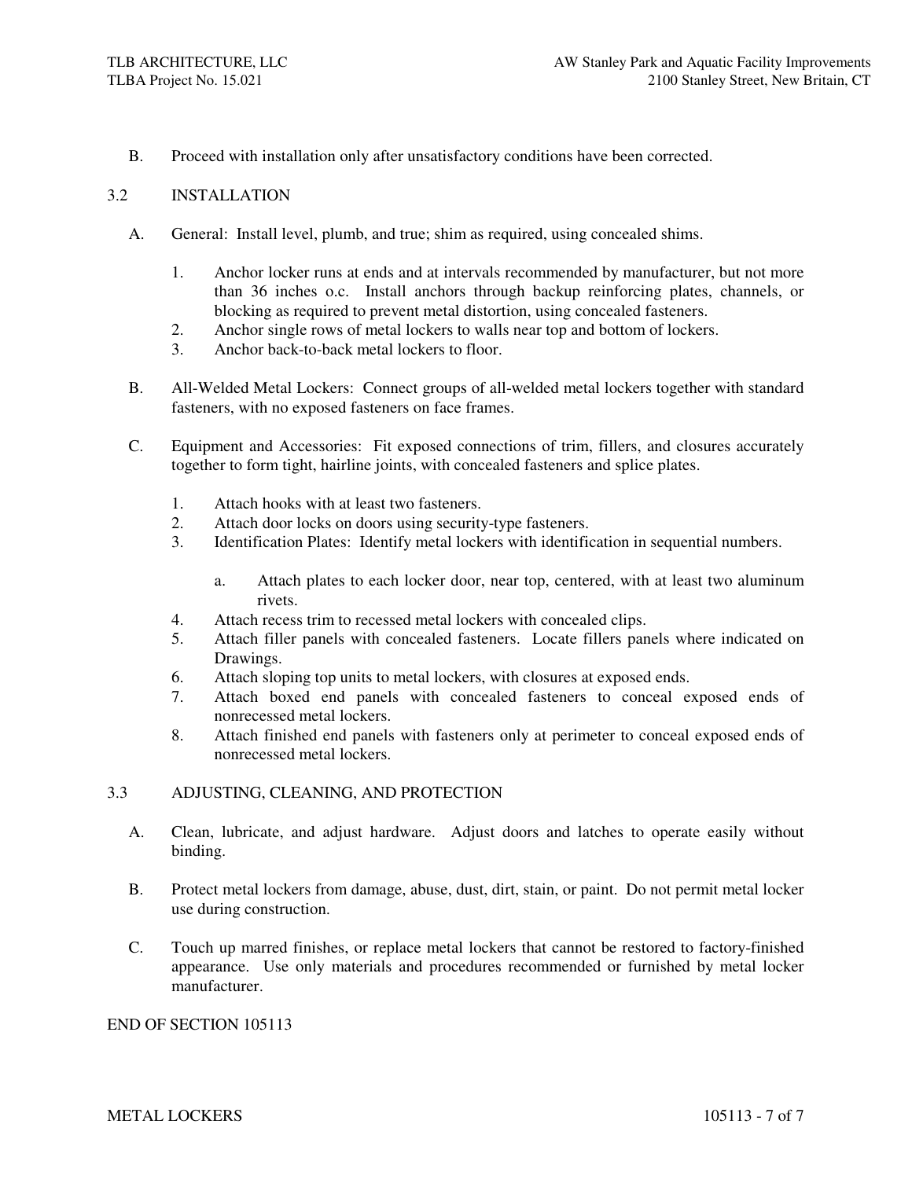B. Proceed with installation only after unsatisfactory conditions have been corrected.

## 3.2 INSTALLATION

A. General: Install level, plumb, and true; shim as required, using concealed shims.

1. Anchor locker runs at ends and at intervals recommended by manufacturer, but not more than 36 inches o.c. Install anchors through backup reinforcing plates, channels, or blocking as required to prevent metal distortion, using concealed fasteners.
2. Anchor single rows of metal lockers to walls near top and bottom of lockers.
3. Anchor back-to-back metal lockers to floor.

B. All-Welded Metal Lockers: Connect groups of all-welded metal lockers together with standard fasteners, with no exposed fasteners on face frames.

C. Equipment and Accessories: Fit exposed connections of trim, fillers, and closures accurately together to form tight, hairline joints, with concealed fasteners and splice plates.

1. Attach hooks with at least two fasteners.
2. Attach door locks on doors using security-type fasteners.
3. Identification Plates: Identify metal lockers with identification in sequential numbers.
   a. Attach plates to each locker door, near top, centered, with at least two aluminum rivets.
4. Attach recess trim to recessed metal lockers with concealed clips.
5. Attach filler panels with concealed fasteners. Locate fillers panels where indicated on Drawings.
6. Attach sloping top units to metal lockers, with closures at exposed ends.
7. Attach boxed end panels with concealed fasteners to conceal exposed ends of nonrecessed metal lockers.
8. Attach finished end panels with fasteners only at perimeter to conceal exposed ends of nonrecessed metal lockers.

## 3.3 ADJUSTING, CLEANING, AND PROTECTION

A. Clean, lubricate, and adjust hardware. Adjust doors and latches to operate easily without binding.

B. Protect metal lockers from damage, abuse, dust, dirt, stain, or paint. Do not permit metal locker use during construction.

C. Touch up marred finishes, or replace metal lockers that cannot be restored to factory-finished appearance. Use only materials and procedures recommended or furnished by metal locker manufacturer.

END OF SECTION 105113